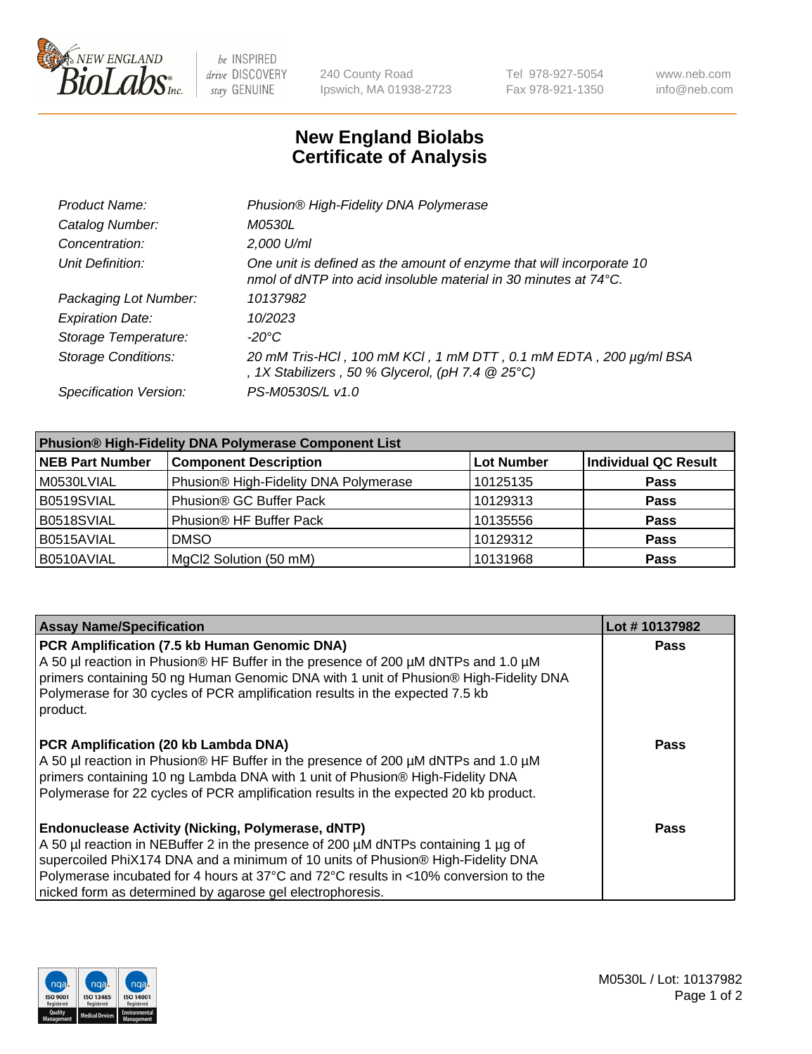240 County Road
Ipswich, MA 01938-2723

Tel 978-927-5054
Fax 978-921-1350

www.neb.com
info@neb.com

# New England Biolabs
# Certificate of Analysis

| | |
|---|---|
| *Product Name:* | *Phusion® High-Fidelity DNA Polymerase* |
| *Catalog Number:* | *M0530L* |
| *Concentration:* | *2,000 U/ml* |
| *Unit Definition:* | *One unit is defined as the amount of enzyme that will incorporate 10 nmol of dNTP into acid insoluble material in 30 minutes at 74°C.* |
| *Packaging Lot Number:* | *10137982* |
| *Expiration Date:* | *10/2023* |
| *Storage Temperature:* | *-20°C* |
| *Storage Conditions:* | *20 mM Tris-HCl , 100 mM KCl , 1 mM DTT , 0.1 mM EDTA , 200 µg/ml BSA , 1X Stabilizers , 50 % Glycerol, (pH 7.4 @ 25°C)* |
| *Specification Version:* | *PS-M0530S/L v1.0* |

| **Phusion® High-Fidelity DNA Polymerase Component List** | | | |
|---|---|---|---|
| **NEB Part Number** | **Component Description** | **Lot Number** | **Individual QC Result** |
| M0530LVIAL | Phusion® High-Fidelity DNA Polymerase | 10125135 | **Pass** |
| B0519SVIAL | Phusion® GC Buffer Pack | 10129313 | **Pass** |
| B0518SVIAL | Phusion® HF Buffer Pack | 10135556 | **Pass** |
| B0515AVIAL | DMSO | 10129312 | **Pass** |
| B0510AVIAL | MgCl2 Solution (50 mM) | 10131968 | **Pass** |

| **Assay Name/Specification** | **Lot # 10137982** |
|---|---|
| **PCR Amplification (7.5 kb Human Genomic DNA)** A 50 µl reaction in Phusion® HF Buffer in the presence of 200 µM dNTPs and 1.0 µM primers containing 50 ng Human Genomic DNA with 1 unit of Phusion® High-Fidelity DNA Polymerase for 30 cycles of PCR amplification results in the expected 7.5 kb product. | **Pass** |
| **PCR Amplification (20 kb Lambda DNA)** A 50 µl reaction in Phusion® HF Buffer in the presence of 200 µM dNTPs and 1.0 µM primers containing 10 ng Lambda DNA with 1 unit of Phusion® High-Fidelity DNA Polymerase for 22 cycles of PCR amplification results in the expected 20 kb product. | **Pass** |
| **Endonuclease Activity (Nicking, Polymerase, dNTP)** A 50 µl reaction in NEBuffer 2 in the presence of 200 µM dNTPs containing 1 µg of supercoiled PhiX174 DNA and a minimum of 10 units of Phusion® High-Fidelity DNA Polymerase incubated for 4 hours at 37°C and 72°C results in <10% conversion to the nicked form as determined by agarose gel electrophoresis. | **Pass** |

M0530L / Lot: 10137982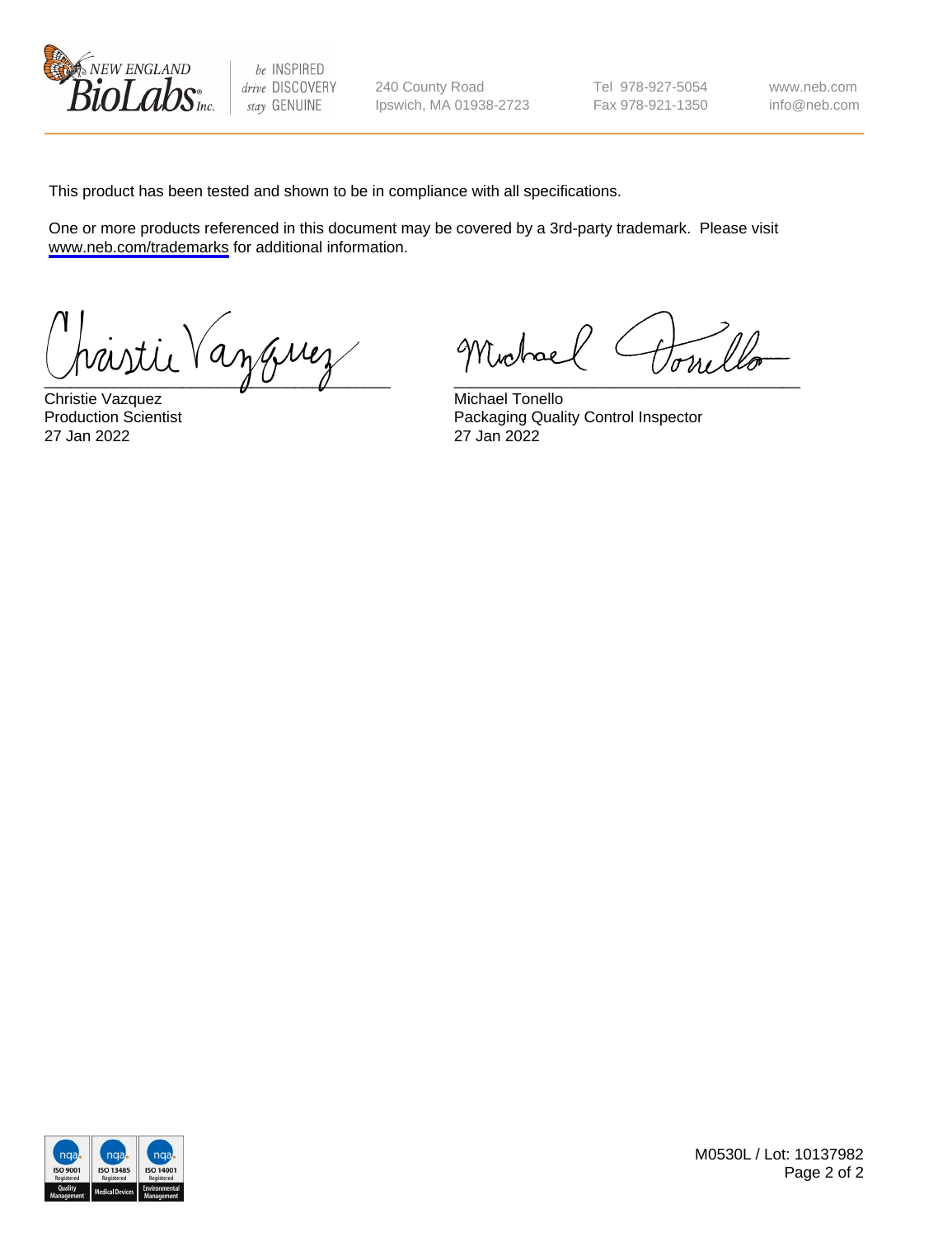This product has been tested and shown to be in compliance with all specifications.

One or more products referenced in this document may be covered by a 3rd-party trademark. Please visit www.neb.com/trademarks for additional information.

Christie Vazquez
Production Scientist
27 Jan 2022

Michael Tonello
Packaging Quality Control Inspector
27 Jan 2022

M0530L / Lot: 10137982